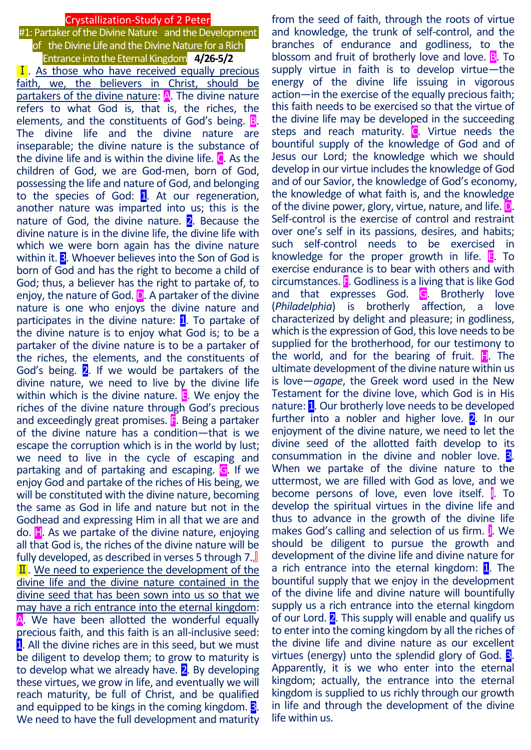# Crystallization-Study of 2 Peter

## #1: Partaker of the Divine Nature and the Development of the Divine Life and the Divine Nature for a Rich Entrance into the Eternal Kingdom **4/26-5/2**

Ⅰ. As those who have received equally precious faith, we, the believers in Christ, should be partakers of the divine nature: A. The divine nature refers to what God is, that is, the riches, the elements, and the constituents of God's being. B. The divine life and the divine nature are inseparable; the divine nature is the substance of the divine life and is within the divine life. C. As the children of God, we are God-men, born of God, possessing the life and nature of God, and belonging to the species of God: 1. At our regeneration, another nature was imparted into us; this is the nature of God, the divine nature. 2. Because the divine nature is in the divine life, the divine life with which we were born again has the divine nature within it. 3. Whoever believes into the Son of God is born of God and has the right to become a child of God; thus, a believer has the right to partake of, to enjoy, the nature of God. D. A partaker of the divine nature is one who enjoys the divine nature and participates in the divine nature: 1. To partake of the divine nature is to enjoy what God is; to be a partaker of the divine nature is to be a partaker of the riches, the elements, and the constituents of God's being. 2. If we would be partakers of the divine nature, we need to live by the divine life within which is the divine nature. E. We enjoy the riches of the divine nature through God's precious and exceedingly great promises. F. Being a partaker of the divine nature has a condition—that is we escape the corruption which is in the world by lust; we need to live in the cycle of escaping and partaking and of partaking and escaping. G. If we enjoy God and partake of the riches of His being, we will be constituted with the divine nature, becoming the same as God in life and nature but not in the Godhead and expressing Him in all that we are and do. H. As we partake of the divine nature, enjoying all that God is, the riches of the divine nature will be fully developed, as described in verses 5 through 7.』

Ⅱ. We need to experience the development of the divine life and the divine nature contained in the divine seed that has been sown into us so that we may have a rich entrance into the eternal kingdom: A. We have been allotted the wonderful equally precious faith, and this faith is an all-inclusive seed: 1. All the divine riches are in this seed, but we must be diligent to develop them; to grow to maturity is to develop what we already have. 2. By developing these virtues, we grow in life, and eventually we will reach maturity, be full of Christ, and be qualified and equipped to be kings in the coming kingdom. 3. We need to have the full development and maturity from the seed of faith, through the roots of virtue and knowledge, the trunk of self-control, and the branches of endurance and godliness, to the blossom and fruit of brotherly love and love. B. To supply virtue in faith is to develop virtue—the energy of the divine life issuing in vigorous action—in the exercise of the equally precious faith; this faith needs to be exercised so that the virtue of the divine life may be developed in the succeeding steps and reach maturity. C. Virtue needs the bountiful supply of the knowledge of God and of Jesus our Lord; the knowledge which we should develop in our virtue includes the knowledge of God and of our Savior, the knowledge of God's economy, the knowledge of what faith is, and the knowledge of the divine power, glory, virtue, nature, and life. D. Self-control is the exercise of control and restraint over one's self in its passions, desires, and habits; such self-control needs to be exercised in knowledge for the proper growth in life. E. To exercise endurance is to bear with others and with circumstances. F. Godliness is a living that is like God and that expresses God. G. Brotherly love (*Philadelphia*) is brotherly affection, a love characterized by delight and pleasure; in godliness, which is the expression of God, this love needs to be supplied for the brotherhood, for our testimony to the world, and for the bearing of fruit. H. The ultimate development of the divine nature within us is love—*agape*, the Greek word used in the New Testament for the divine love, which God is in His nature: 1. Our brotherly love needs to be developed further into a nobler and higher love. 2. In our enjoyment of the divine nature, we need to let the divine seed of the allotted faith develop to its consummation in the divine and nobler love. 3. When we partake of the divine nature to the uttermost, we are filled with God as love, and we become persons of love, even love itself. I. To develop the spiritual virtues in the divine life and thus to advance in the growth of the divine life makes God's calling and selection of us firm. J. We should be diligent to pursue the growth and development of the divine life and divine nature for a rich entrance into the eternal kingdom: 1. The bountiful supply that we enjoy in the development of the divine life and divine nature will bountifully supply us a rich entrance into the eternal kingdom of our Lord. 2. This supply will enable and qualify us to enter into the coming kingdom by all the riches of the divine life and divine nature as our excellent virtues (energy) unto the splendid glory of God. 3. Apparently, it is we who enter into the eternal kingdom; actually, the entrance into the eternal kingdom is supplied to us richly through our growth in life and through the development of the divine life within us.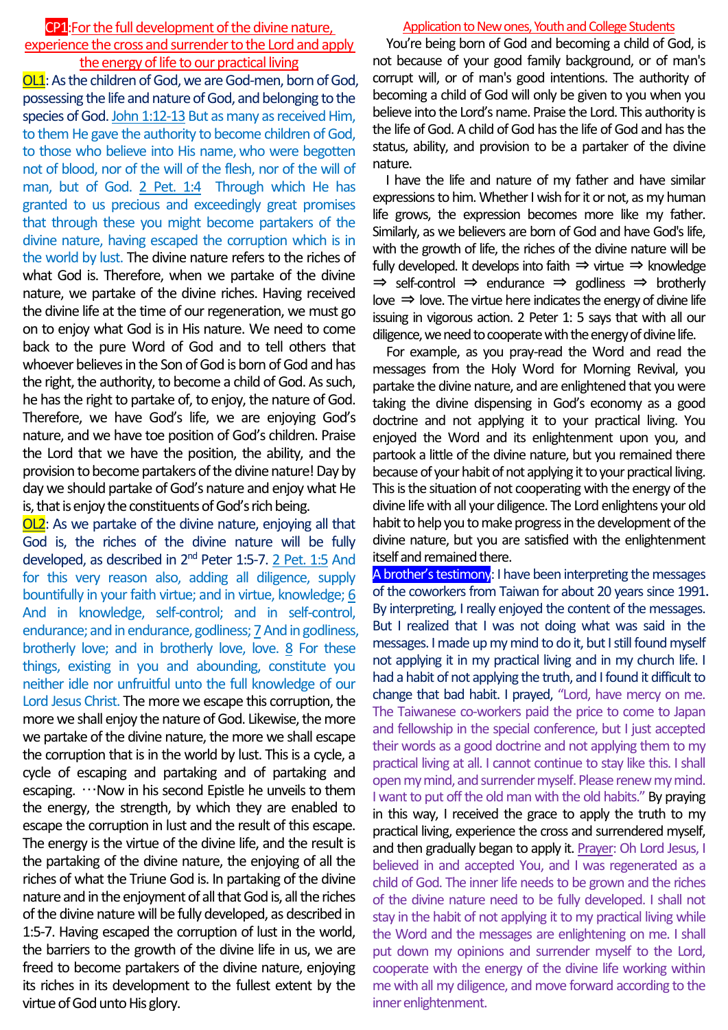## CP1: For the full development of the divine nature, experience the cross and surrender to the Lord and apply the energy of life to our practical living

**OL1**: As the children of God, we are God-men, born of God, possessing the life and nature of God, and belonging to the species of God. John 1:12-13 But as many as received Him, to them He gave the authority to become children of God, to those who believe into His name, who were begotten not of blood, nor of the will of the flesh, nor of the will of man, but of God. 2 Pet. 1:4 Through which He has granted to us precious and exceedingly great promises that through these you might become partakers of the divine nature, having escaped the corruption which is in the world by lust. The divine nature refers to the riches of what God is. Therefore, when we partake of the divine nature, we partake of the divine riches. Having received the divine life at the time of our regeneration, we must go on to enjoy what God is in His nature. We need to come back to the pure Word of God and to tell others that whoever believes in the Son of God is born of God and has the right, the authority, to become a child of God. As such, he has the right to partake of, to enjoy, the nature of God. Therefore, we have God's life, we are enjoying God's nature, and we have toe position of God's children. Praise the Lord that we have the position, the ability, and the provision to become partakers of the divine nature! Day by day we should partake of God's nature and enjoy what He is, that is enjoy the constituents of God's rich being.

**OL2**: As we partake of the divine nature, enjoying all that God is, the riches of the divine nature will be fully developed, as described in 2nd Peter 1:5-7. 2 Pet. 1:5 And for this very reason also, adding all diligence, supply bountifully in your faith virtue; and in virtue, knowledge; 6 And in knowledge, self-control; and in self-control, endurance; and in endurance, godliness; 7 And in godliness, brotherly love; and in brotherly love, love. 8 For these things, existing in you and abounding, constitute you neither idle nor unfruitful unto the full knowledge of our Lord Jesus Christ. The more we escape this corruption, the more we shall enjoy the nature of God. Likewise, the more we partake of the divine nature, the more we shall escape the corruption that is in the world by lust. This is a cycle, a cycle of escaping and partaking and of partaking and escaping. …Now in his second Epistle he unveils to them the energy, the strength, by which they are enabled to escape the corruption in lust and the result of this escape. The energy is the virtue of the divine life, and the result is the partaking of the divine nature, the enjoying of all the riches of what the Triune God is. In partaking of the divine nature and in the enjoyment of all that God is, all the riches of the divine nature will be fully developed, as described in 1:5-7. Having escaped the corruption of lust in the world, the barriers to the growth of the divine life in us, we are freed to become partakers of the divine nature, enjoying its riches in its development to the fullest extent by the virtue of God unto His glory.

### Application to New ones, Youth and College Students

You're being born of God and becoming a child of God, is not because of your good family background, or of man's corrupt will, or of man's good intentions. The authority of becoming a child of God will only be given to you when you believe into the Lord's name. Praise the Lord. This authority is the life of God. A child of God has the life of God and has the status, ability, and provision to be a partaker of the divine nature.

I have the life and nature of my father and have similar expressions to him. Whether I wish for it or not, as my human life grows, the expression becomes more like my father. Similarly, as we believers are born of God and have God's life, with the growth of life, the riches of the divine nature will be fully developed. It develops into faith ⇒ virtue ⇒ knowledge ⇒ self-control ⇒ endurance ⇒ godliness ⇒ brotherly love ⇒ love. The virtue here indicates the energy of divine life issuing in vigorous action. 2 Peter 1: 5 says that with all our diligence, we need to cooperate with the energy of divine life.

For example, as you pray-read the Word and read the messages from the Holy Word for Morning Revival, you partake the divine nature, and are enlightened that you were taking the divine dispensing in God's economy as a good doctrine and not applying it to your practical living. You enjoyed the Word and its enlightenment upon you, and partook a little of the divine nature, but you remained there because of your habit of not applying it to your practical living. This is the situation of not cooperating with the energy of the divine life with all your diligence. The Lord enlightens your old habit to help you to make progress in the development of the divine nature, but you are satisfied with the enlightenment itself and remained there.

**A brother's testimony**: I have been interpreting the messages of the coworkers from Taiwan for about 20 years since 1991. By interpreting, I really enjoyed the content of the messages. But I realized that I was not doing what was said in the messages. I made up my mind to do it, but I still found myself not applying it in my practical living and in my church life. I had a habit of not applying the truth, and I found it difficult to change that bad habit. I prayed, "Lord, have mercy on me. The Taiwanese co-workers paid the price to come to Japan and fellowship in the special conference, but I just accepted their words as a good doctrine and not applying them to my practical living at all. I cannot continue to stay like this. I shall open my mind, and surrender myself. Please renew my mind. I want to put off the old man with the old habits." By praying in this way, I received the grace to apply the truth to my practical living, experience the cross and surrendered myself, and then gradually began to apply it. Prayer: Oh Lord Jesus, I believed in and accepted You, and I was regenerated as a child of God. The inner life needs to be grown and the riches of the divine nature need to be fully developed. I shall not stay in the habit of not applying it to my practical living while the Word and the messages are enlightening on me. I shall put down my opinions and surrender myself to the Lord, cooperate with the energy of the divine life working within me with all my diligence, and move forward according to the inner enlightenment.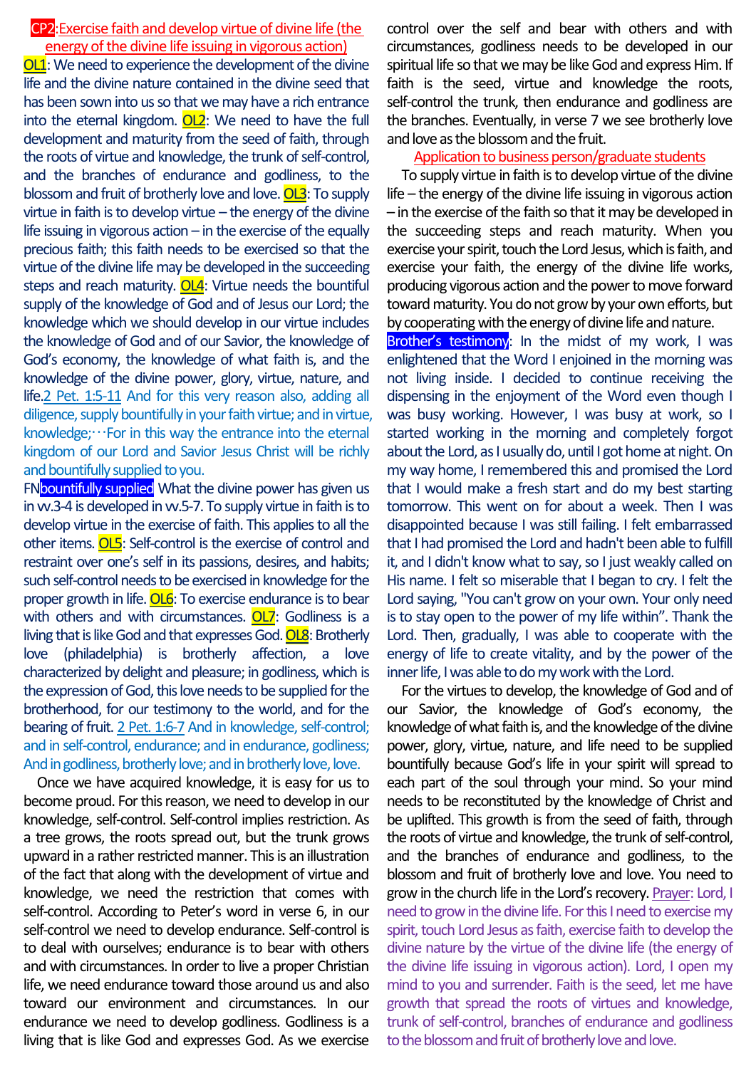## CP2:Exercise faith and develop virtue of divine life (the energy of the divine life issuing in vigorous action)

**OL1**: We need to experience the development of the divine life and the divine nature contained in the divine seed that has been sown into us so that we may have a rich entrance into the eternal kingdom. **OL2**: We need to have the full development and maturity from the seed of faith, through the roots of virtue and knowledge, the trunk of self-control, and the branches of endurance and godliness, to the blossom and fruit of brotherly love and love. **OL3**: To supply virtue in faith is to develop virtue – the energy of the divine life issuing in vigorous action – in the exercise of the equally precious faith; this faith needs to be exercised so that the virtue of the divine life may be developed in the succeeding steps and reach maturity. **OL4**: Virtue needs the bountiful supply of the knowledge of God and of Jesus our Lord; the knowledge which we should develop in our virtue includes the knowledge of God and of our Savior, the knowledge of God's economy, the knowledge of what faith is, and the knowledge of the divine power, glory, virtue, nature, and life.2 Pet. 1:5-11 And for this very reason also, adding all diligence, supply bountifully in your faith virtue; and in virtue, knowledge;···For in this way the entrance into the eternal kingdom of our Lord and Savior Jesus Christ will be richly and bountifully supplied to you.

FN**bountifully supplied** What the divine power has given us in vv.3-4 is developed in vv.5-7. To supply virtue in faith is to develop virtue in the exercise of faith. This applies to all the other items. **OL5**: Self-control is the exercise of control and restraint over one's self in its passions, desires, and habits; such self-control needs to be exercised in knowledge for the proper growth in life. **OL6**: To exercise endurance is to bear with others and with circumstances. **OL7**: Godliness is a living that is like God and that expresses God. **OL8**: Brotherly love (philadelphia) is brotherly affection, a love characterized by delight and pleasure; in godliness, which is the expression of God, this love needs to be supplied for the brotherhood, for our testimony to the world, and for the bearing of fruit. 2 Pet. 1:6-7 And in knowledge, self-control; and in self-control, endurance; and in endurance, godliness; And in godliness, brotherly love; and in brotherly love, love.

Once we have acquired knowledge, it is easy for us to become proud. For this reason, we need to develop in our knowledge, self-control. Self-control implies restriction. As a tree grows, the roots spread out, but the trunk grows upward in a rather restricted manner. This is an illustration of the fact that along with the development of virtue and knowledge, we need the restriction that comes with self-control. According to Peter's word in verse 6, in our self-control we need to develop endurance. Self-control is to deal with ourselves; endurance is to bear with others and with circumstances. In order to live a proper Christian life, we need endurance toward those around us and also toward our environment and circumstances. In our endurance we need to develop godliness. Godliness is a living that is like God and expresses God. As we exercise control over the self and bear with others and with circumstances, godliness needs to be developed in our spiritual life so that we may be like God and express Him. If faith is the seed, virtue and knowledge the roots, self-control the trunk, then endurance and godliness are the branches. Eventually, in verse 7 we see brotherly love and love as the blossom and the fruit.

### Application to business person/graduate students

To supply virtue in faith is to develop virtue of the divine life – the energy of the divine life issuing in vigorous action – in the exercise of the faith so that it may be developed in the succeeding steps and reach maturity. When you exercise your spirit, touch the Lord Jesus, which is faith, and exercise your faith, the energy of the divine life works, producing vigorous action and the power to move forward toward maturity. You do not grow by your own efforts, but by cooperating with the energy of divine life and nature.

**Brother's testimony**: In the midst of my work, I was enlightened that the Word I enjoined in the morning was not living inside. I decided to continue receiving the dispensing in the enjoyment of the Word even though I was busy working. However, I was busy at work, so I started working in the morning and completely forgot about the Lord, as I usually do, until I got home at night. On my way home, I remembered this and promised the Lord that I would make a fresh start and do my best starting tomorrow. This went on for about a week. Then I was disappointed because I was still failing. I felt embarrassed that I had promised the Lord and hadn't been able to fulfill it, and I didn't know what to say, so I just weakly called on His name. I felt so miserable that I began to cry. I felt the Lord saying, "You can't grow on your own. Your only need is to stay open to the power of my life within". Thank the Lord. Then, gradually, I was able to cooperate with the energy of life to create vitality, and by the power of the inner life, I was able to do my work with the Lord.

For the virtues to develop, the knowledge of God and of our Savior, the knowledge of God's economy, the knowledge of what faith is, and the knowledge of the divine power, glory, virtue, nature, and life need to be supplied bountifully because God's life in your spirit will spread to each part of the soul through your mind. So your mind needs to be reconstituted by the knowledge of Christ and be uplifted. This growth is from the seed of faith, through the roots of virtue and knowledge, the trunk of self-control, and the branches of endurance and godliness, to the blossom and fruit of brotherly love and love. You need to grow in the church life in the Lord's recovery. Prayer: Lord, I need to grow in the divine life. For this I need to exercise my spirit, touch Lord Jesus as faith, exercise faith to develop the divine nature by the virtue of the divine life (the energy of the divine life issuing in vigorous action). Lord, I open my mind to you and surrender. Faith is the seed, let me have growth that spread the roots of virtues and knowledge, trunk of self-control, branches of endurance and godliness to the blossom and fruit of brotherly love and love.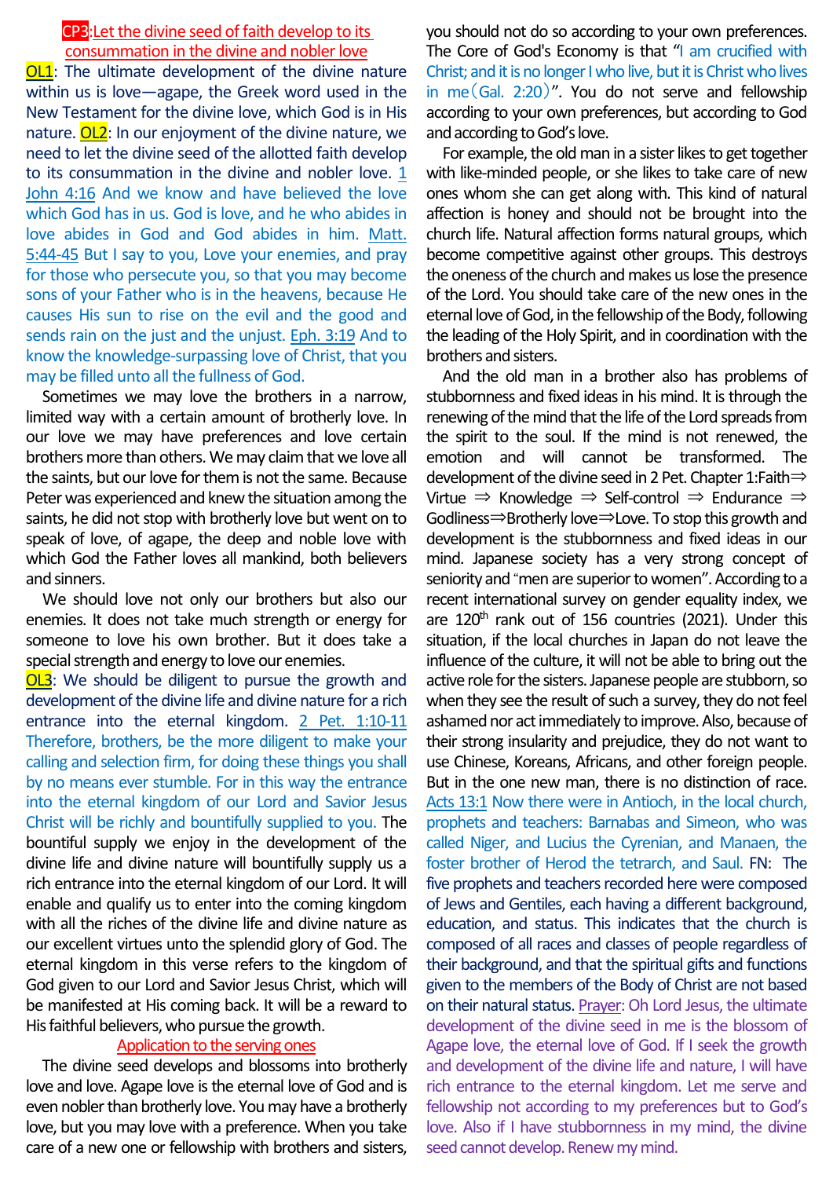## CP3:Let the divine seed of faith develop to its consummation in the divine and nobler love

OL1: The ultimate development of the divine nature within us is love—agape, the Greek word used in the New Testament for the divine love, which God is in His nature. OL2: In our enjoyment of the divine nature, we need to let the divine seed of the allotted faith develop to its consummation in the divine and nobler love. 1 John 4:16 And we know and have believed the love which God has in us. God is love, and he who abides in love abides in God and God abides in him. Matt. 5:44-45 But I say to you, Love your enemies, and pray for those who persecute you, so that you may become sons of your Father who is in the heavens, because He causes His sun to rise on the evil and the good and sends rain on the just and the unjust. Eph. 3:19 And to know the knowledge-surpassing love of Christ, that you may be filled unto all the fullness of God.

Sometimes we may love the brothers in a narrow, limited way with a certain amount of brotherly love. In our love we may have preferences and love certain brothers more than others. We may claim that we love all the saints, but our love for them is not the same. Because Peter was experienced and knew the situation among the saints, he did not stop with brotherly love but went on to speak of love, of agape, the deep and noble love with which God the Father loves all mankind, both believers and sinners.

We should love not only our brothers but also our enemies. It does not take much strength or energy for someone to love his own brother. But it does take a special strength and energy to love our enemies.

OL3: We should be diligent to pursue the growth and development of the divine life and divine nature for a rich entrance into the eternal kingdom. 2 Pet. 1:10-11 Therefore, brothers, be the more diligent to make your calling and selection firm, for doing these things you shall by no means ever stumble. For in this way the entrance into the eternal kingdom of our Lord and Savior Jesus Christ will be richly and bountifully supplied to you. The bountiful supply we enjoy in the development of the divine life and divine nature will bountifully supply us a rich entrance into the eternal kingdom of our Lord. It will enable and qualify us to enter into the coming kingdom with all the riches of the divine life and divine nature as our excellent virtues unto the splendid glory of God. The eternal kingdom in this verse refers to the kingdom of God given to our Lord and Savior Jesus Christ, which will be manifested at His coming back. It will be a reward to His faithful believers, who pursue the growth.

### Application to the serving ones

The divine seed develops and blossoms into brotherly love and love. Agape love is the eternal love of God and is even nobler than brotherly love. You may have a brotherly love, but you may love with a preference. When you take care of a new one or fellowship with brothers and sisters, you should not do so according to your own preferences. The Core of God's Economy is that "I am crucified with Christ; and it is no longer I who live, but it is Christ who lives in me (Gal. 2:20)". You do not serve and fellowship according to your own preferences, but according to God and according to God's love.

For example, the old man in a sister likes to get together with like-minded people, or she likes to take care of new ones whom she can get along with. This kind of natural affection is honey and should not be brought into the church life. Natural affection forms natural groups, which become competitive against other groups. This destroys the oneness of the church and makes us lose the presence of the Lord. You should take care of the new ones in the eternal love of God, in the fellowship of the Body, following the leading of the Holy Spirit, and in coordination with the brothers and sisters.

And the old man in a brother also has problems of stubbornness and fixed ideas in his mind. It is through the renewing of the mind that the life of the Lord spreads from the spirit to the soul. If the mind is not renewed, the emotion and will cannot be transformed. The development of the divine seed in 2 Pet. Chapter 1:Faith⇒ Virtue ⇒ Knowledge ⇒ Self-control ⇒ Endurance ⇒ Godliness⇒Brotherly love⇒Love. To stop this growth and development is the stubbornness and fixed ideas in our mind. Japanese society has a very strong concept of seniority and "men are superior to women". According to a recent international survey on gender equality index, we are 120th rank out of 156 countries (2021). Under this situation, if the local churches in Japan do not leave the influence of the culture, it will not be able to bring out the active role for the sisters. Japanese people are stubborn, so when they see the result of such a survey, they do not feel ashamed nor act immediately to improve. Also, because of their strong insularity and prejudice, they do not want to use Chinese, Koreans, Africans, and other foreign people. But in the one new man, there is no distinction of race. Acts 13:1 Now there were in Antioch, in the local church, prophets and teachers: Barnabas and Simeon, who was called Niger, and Lucius the Cyrenian, and Manaen, the foster brother of Herod the tetrarch, and Saul. FN: The five prophets and teachers recorded here were composed of Jews and Gentiles, each having a different background, education, and status. This indicates that the church is composed of all races and classes of people regardless of their background, and that the spiritual gifts and functions given to the members of the Body of Christ are not based on their natural status. Prayer: Oh Lord Jesus, the ultimate development of the divine seed in me is the blossom of Agape love, the eternal love of God. If I seek the growth and development of the divine life and nature, I will have rich entrance to the eternal kingdom. Let me serve and fellowship not according to my preferences but to God's love. Also if I have stubbornness in my mind, the divine seed cannot develop. Renew my mind.